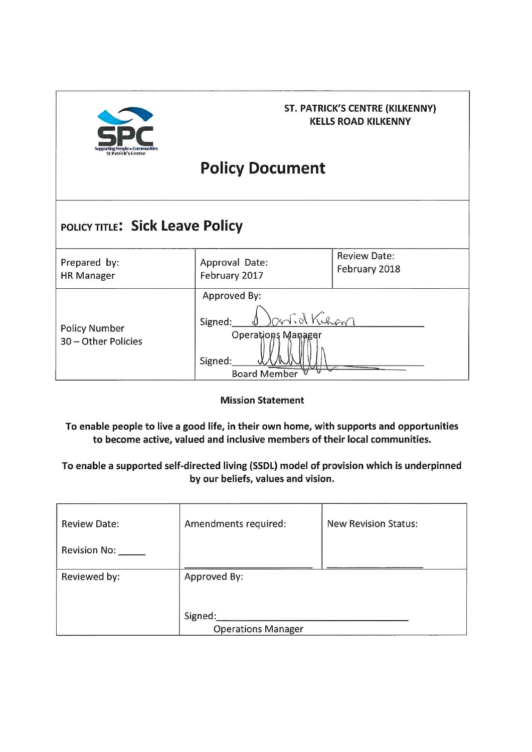**ST. PATRICK'S CENTRE (KILKENNY)**
**KELLS ROAD KILKENNY**

# Policy Document

**POLICY TITLE: Sick Leave Policy**

| Prepared by: HR Manager | Approval Date: February 2017 | Review Date: February 2018 |
|---|---|---|
| Policy Number 30 – Other Policies | Approved By: Signed: David Kilkenny Operations Manager Signed: ______ Board Member | |

**Mission Statement**

**To enable people to live a good life, in their own home, with supports and opportunities to become active, valued and inclusive members of their local communities.**

**To enable a supported self-directed living (SSDL) model of provision which is underpinned by our beliefs, values and vision.**

| Review Date: Revision No: _____ | Amendments required: ______ | New Revision Status: ______ |
|---|---|---|
| Reviewed by: | Approved By: Signed: ______ Operations Manager | |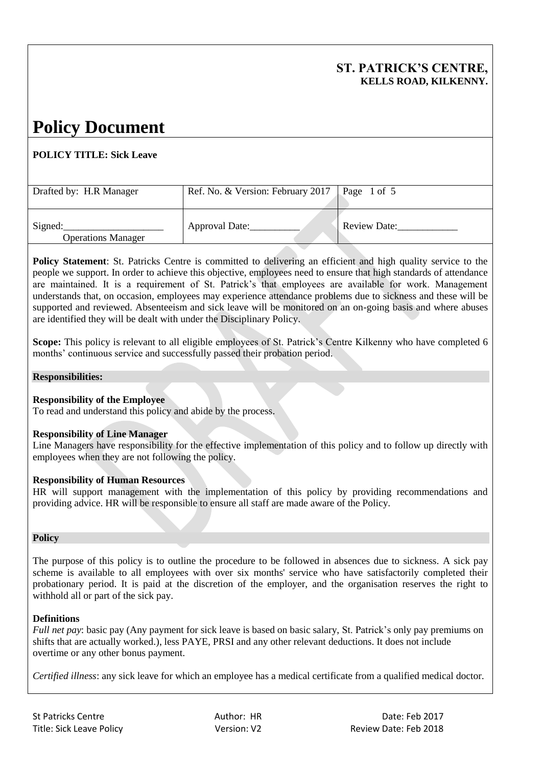**ST. PATRICK'S CENTRE,**
**KELLS ROAD, KILKENNY.**

# Policy Document

**POLICY TITLE: Sick Leave**

| Drafted by: H.R Manager | Ref. No. & Version: February 2017 | Page 1 of 5 |
|---|---|---|
| Signed:____________________ Operations Manager | Approval Date:__________ | Review Date:____________ |

**Policy Statement**: St. Patricks Centre is committed to delivering an efficient and high quality service to the people we support. In order to achieve this objective, employees need to ensure that high standards of attendance are maintained. It is a requirement of St. Patrick's that employees are available for work. Management understands that, on occasion, employees may experience attendance problems due to sickness and these will be supported and reviewed. Absenteeism and sick leave will be monitored on an on-going basis and where abuses are identified they will be dealt with under the Disciplinary Policy.

**Scope:** This policy is relevant to all eligible employees of St. Patrick's Centre Kilkenny who have completed 6 months' continuous service and successfully passed their probation period.

## Responsibilities:

**Responsibility of the Employee**
To read and understand this policy and abide by the process.

**Responsibility of Line Manager**
Line Managers have responsibility for the effective implementation of this policy and to follow up directly with employees when they are not following the policy.

**Responsibility of Human Resources**
HR will support management with the implementation of this policy by providing recommendations and providing advice. HR will be responsible to ensure all staff are made aware of the Policy.

## Policy

The purpose of this policy is to outline the procedure to be followed in absences due to sickness. A sick pay scheme is available to all employees with over six months' service who have satisfactorily completed their probationary period. It is paid at the discretion of the employer, and the organisation reserves the right to withhold all or part of the sick pay.

**Definitions**
*Full net pay*: basic pay (Any payment for sick leave is based on basic salary, St. Patrick's only pay premiums on shifts that are actually worked.), less PAYE, PRSI and any other relevant deductions. It does not include overtime or any other bonus payment.

*Certified illness*: any sick leave for which an employee has a medical certificate from a qualified medical doctor.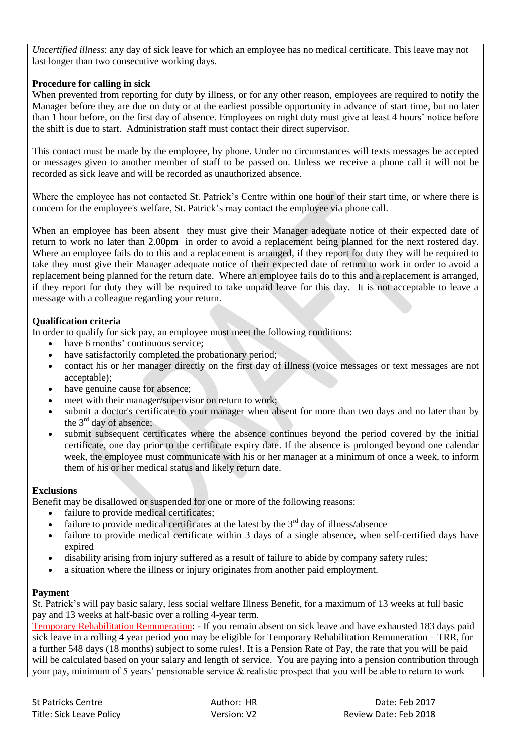*Uncertified illness*: any day of sick leave for which an employee has no medical certificate. This leave may not last longer than two consecutive working days.

**Procedure for calling in sick**

When prevented from reporting for duty by illness, or for any other reason, employees are required to notify the Manager before they are due on duty or at the earliest possible opportunity in advance of start time, but no later than 1 hour before, on the first day of absence. Employees on night duty must give at least 4 hours' notice before the shift is due to start. Administration staff must contact their direct supervisor.

This contact must be made by the employee, by phone. Under no circumstances will texts messages be accepted or messages given to another member of staff to be passed on. Unless we receive a phone call it will not be recorded as sick leave and will be recorded as unauthorized absence.

Where the employee has not contacted St. Patrick's Centre within one hour of their start time, or where there is concern for the employee's welfare, St. Patrick's may contact the employee via phone call.

When an employee has been absent they must give their Manager adequate notice of their expected date of return to work no later than 2.00pm in order to avoid a replacement being planned for the next rostered day. Where an employee fails do to this and a replacement is arranged, if they report for duty they will be required to take they must give their Manager adequate notice of their expected date of return to work in order to avoid a replacement being planned for the return date. Where an employee fails do to this and a replacement is arranged, if they report for duty they will be required to take unpaid leave for this day. It is not acceptable to leave a message with a colleague regarding your return.

**Qualification criteria**

In order to qualify for sick pay, an employee must meet the following conditions:

- have 6 months' continuous service;
- have satisfactorily completed the probationary period;
- contact his or her manager directly on the first day of illness (voice messages or text messages are not acceptable);
- have genuine cause for absence;
- meet with their manager/supervisor on return to work;
- submit a doctor's certificate to your manager when absent for more than two days and no later than by the 3rd day of absence;
- submit subsequent certificates where the absence continues beyond the period covered by the initial certificate, one day prior to the certificate expiry date. If the absence is prolonged beyond one calendar week, the employee must communicate with his or her manager at a minimum of once a week, to inform them of his or her medical status and likely return date.

**Exclusions**

Benefit may be disallowed or suspended for one or more of the following reasons:

- failure to provide medical certificates;
- failure to provide medical certificates at the latest by the 3rd day of illness/absence
- failure to provide medical certificate within 3 days of a single absence, when self-certified days have expired
- disability arising from injury suffered as a result of failure to abide by company safety rules;
- a situation where the illness or injury originates from another paid employment.

**Payment**

St. Patrick's will pay basic salary, less social welfare Illness Benefit, for a maximum of 13 weeks at full basic pay and 13 weeks at half-basic over a rolling 4-year term.

Temporary Rehabilitation Remuneration: - If you remain absent on sick leave and have exhausted 183 days paid sick leave in a rolling 4 year period you may be eligible for Temporary Rehabilitation Remuneration – TRR, for a further 548 days (18 months) subject to some rules!. It is a Pension Rate of Pay, the rate that you will be paid will be calculated based on your salary and length of service. You are paying into a pension contribution through your pay, minimum of 5 years' pensionable service & realistic prospect that you will be able to return to work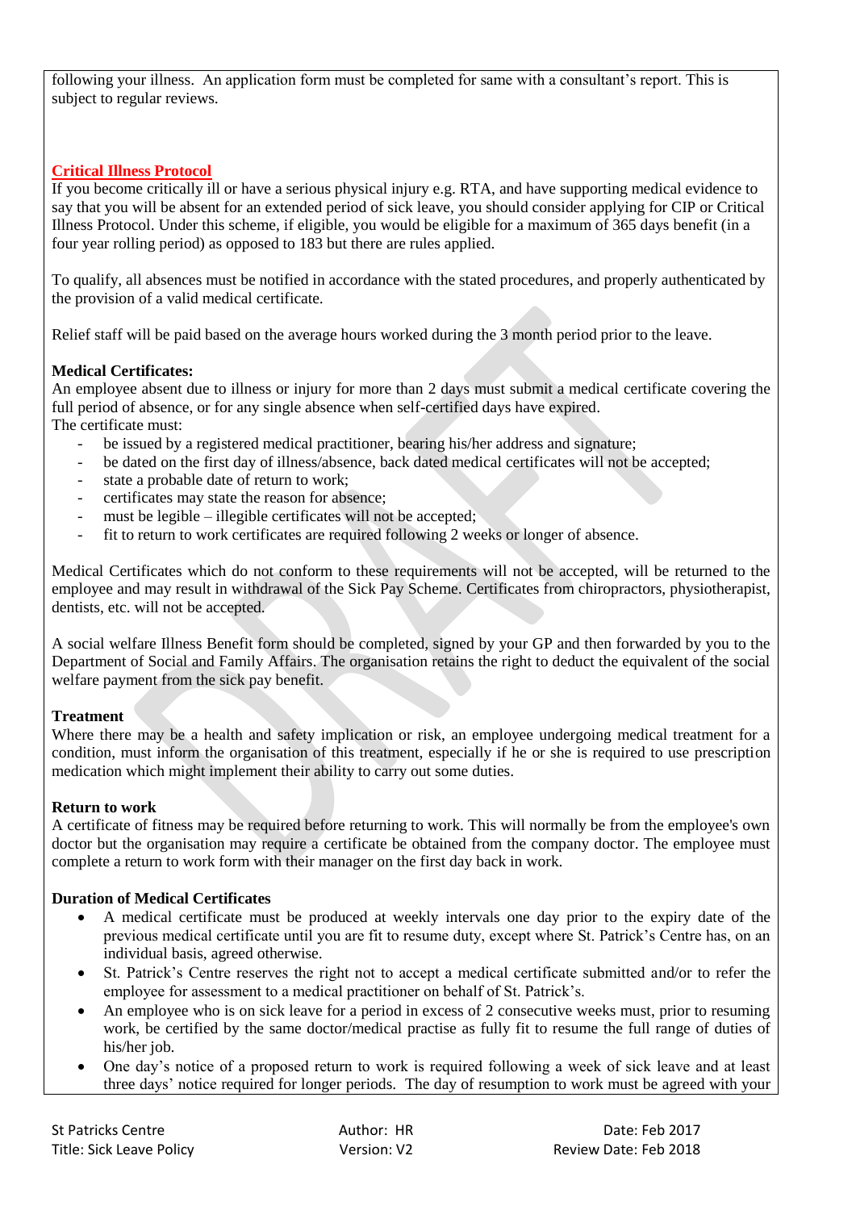following your illness. An application form must be completed for same with a consultant's report. This is subject to regular reviews.

**Critical Illness Protocol**

If you become critically ill or have a serious physical injury e.g. RTA, and have supporting medical evidence to say that you will be absent for an extended period of sick leave, you should consider applying for CIP or Critical Illness Protocol. Under this scheme, if eligible, you would be eligible for a maximum of 365 days benefit (in a four year rolling period) as opposed to 183 but there are rules applied.

To qualify, all absences must be notified in accordance with the stated procedures, and properly authenticated by the provision of a valid medical certificate.

Relief staff will be paid based on the average hours worked during the 3 month period prior to the leave.

**Medical Certificates:**

An employee absent due to illness or injury for more than 2 days must submit a medical certificate covering the full period of absence, or for any single absence when self-certified days have expired.

The certificate must:

- be issued by a registered medical practitioner, bearing his/her address and signature;
- be dated on the first day of illness/absence, back dated medical certificates will not be accepted;
- state a probable date of return to work;
- certificates may state the reason for absence;
- must be legible – illegible certificates will not be accepted;
- fit to return to work certificates are required following 2 weeks or longer of absence.

Medical Certificates which do not conform to these requirements will not be accepted, will be returned to the employee and may result in withdrawal of the Sick Pay Scheme. Certificates from chiropractors, physiotherapist, dentists, etc. will not be accepted.

A social welfare Illness Benefit form should be completed, signed by your GP and then forwarded by you to the Department of Social and Family Affairs. The organisation retains the right to deduct the equivalent of the social welfare payment from the sick pay benefit.

**Treatment**

Where there may be a health and safety implication or risk, an employee undergoing medical treatment for a condition, must inform the organisation of this treatment, especially if he or she is required to use prescription medication which might implement their ability to carry out some duties.

**Return to work**

A certificate of fitness may be required before returning to work. This will normally be from the employee's own doctor but the organisation may require a certificate be obtained from the company doctor. The employee must complete a return to work form with their manager on the first day back in work.

**Duration of Medical Certificates**

- A medical certificate must be produced at weekly intervals one day prior to the expiry date of the previous medical certificate until you are fit to resume duty, except where St. Patrick's Centre has, on an individual basis, agreed otherwise.
- St. Patrick's Centre reserves the right not to accept a medical certificate submitted and/or to refer the employee for assessment to a medical practitioner on behalf of St. Patrick's.
- An employee who is on sick leave for a period in excess of 2 consecutive weeks must, prior to resuming work, be certified by the same doctor/medical practise as fully fit to resume the full range of duties of his/her job.
- One day's notice of a proposed return to work is required following a week of sick leave and at least three days' notice required for longer periods. The day of resumption to work must be agreed with your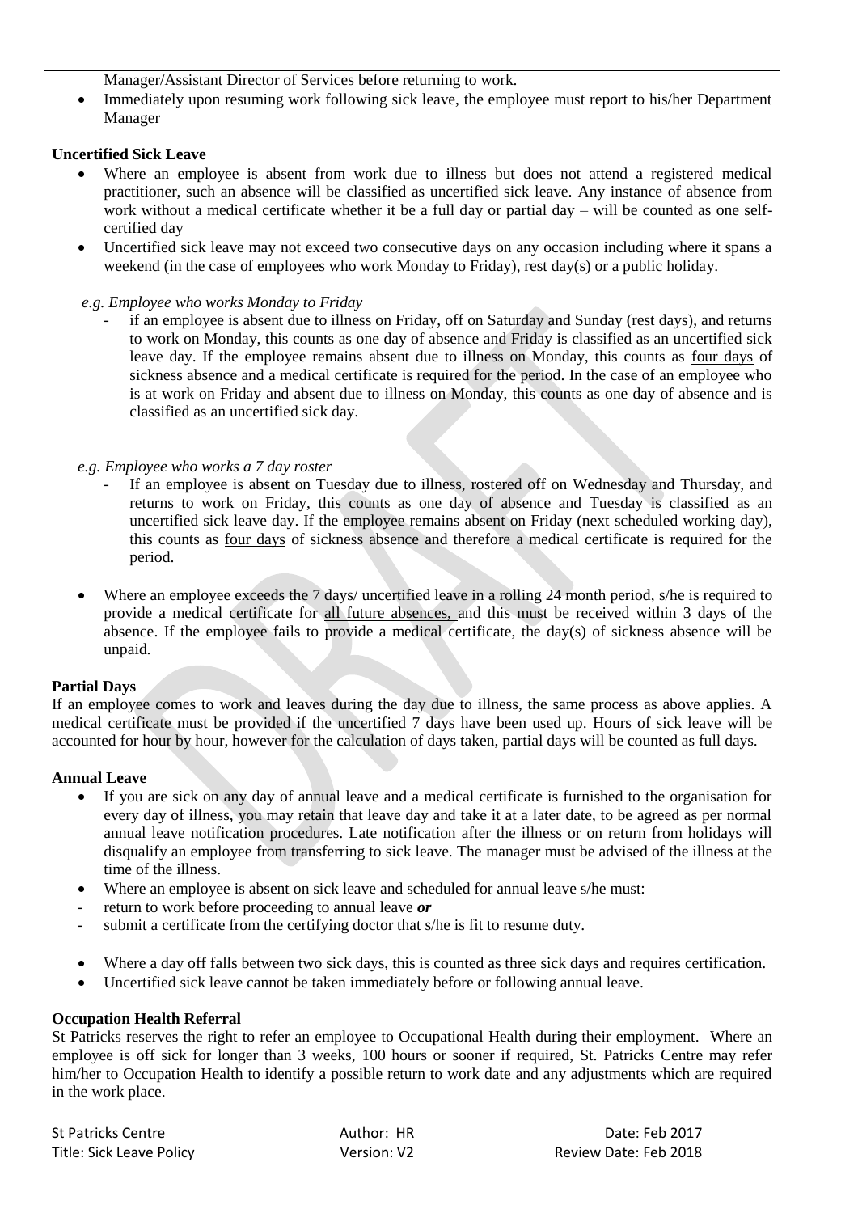Manager/Assistant Director of Services before returning to work.

- Immediately upon resuming work following sick leave, the employee must report to his/her Department Manager

**Uncertified Sick Leave**

- Where an employee is absent from work due to illness but does not attend a registered medical practitioner, such an absence will be classified as uncertified sick leave. Any instance of absence from work without a medical certificate whether it be a full day or partial day – will be counted as one self-certified day
- Uncertified sick leave may not exceed two consecutive days on any occasion including where it spans a weekend (in the case of employees who work Monday to Friday), rest day(s) or a public holiday.

*e.g. Employee who works Monday to Friday*

- if an employee is absent due to illness on Friday, off on Saturday and Sunday (rest days), and returns to work on Monday, this counts as one day of absence and Friday is classified as an uncertified sick leave day. If the employee remains absent due to illness on Monday, this counts as four days of sickness absence and a medical certificate is required for the period. In the case of an employee who is at work on Friday and absent due to illness on Monday, this counts as one day of absence and is classified as an uncertified sick day.

*e.g. Employee who works a 7 day roster*

- If an employee is absent on Tuesday due to illness, rostered off on Wednesday and Thursday, and returns to work on Friday, this counts as one day of absence and Tuesday is classified as an uncertified sick leave day. If the employee remains absent on Friday (next scheduled working day), this counts as four days of sickness absence and therefore a medical certificate is required for the period.

- Where an employee exceeds the 7 days/ uncertified leave in a rolling 24 month period, s/he is required to provide a medical certificate for all future absences, and this must be received within 3 days of the absence. If the employee fails to provide a medical certificate, the day(s) of sickness absence will be unpaid.

**Partial Days**

If an employee comes to work and leaves during the day due to illness, the same process as above applies. A medical certificate must be provided if the uncertified 7 days have been used up. Hours of sick leave will be accounted for hour by hour, however for the calculation of days taken, partial days will be counted as full days.

**Annual Leave**

- If you are sick on any day of annual leave and a medical certificate is furnished to the organisation for every day of illness, you may retain that leave day and take it at a later date, to be agreed as per normal annual leave notification procedures. Late notification after the illness or on return from holidays will disqualify an employee from transferring to sick leave. The manager must be advised of the illness at the time of the illness.
- Where an employee is absent on sick leave and scheduled for annual leave s/he must:
  - return to work before proceeding to annual leave ***or***
  - submit a certificate from the certifying doctor that s/he is fit to resume duty.

- Where a day off falls between two sick days, this is counted as three sick days and requires certification.
- Uncertified sick leave cannot be taken immediately before or following annual leave.

**Occupation Health Referral**

St Patricks reserves the right to refer an employee to Occupational Health during their employment. Where an employee is off sick for longer than 3 weeks, 100 hours or sooner if required, St. Patricks Centre may refer him/her to Occupation Health to identify a possible return to work date and any adjustments which are required in the work place.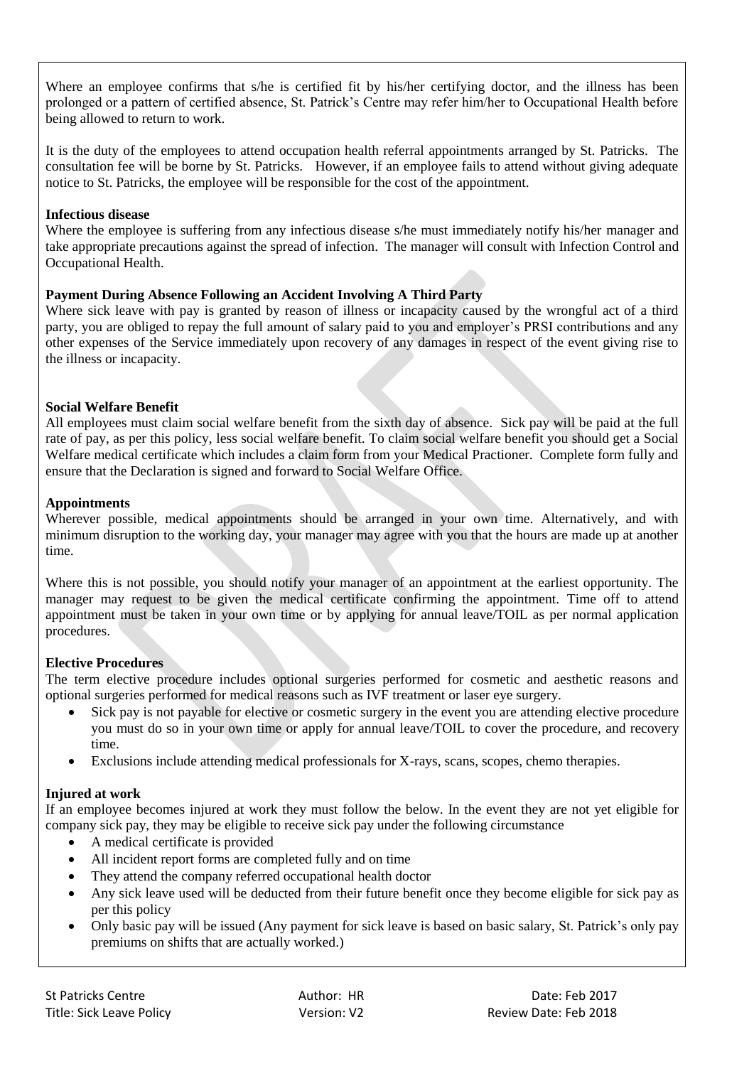Where an employee confirms that s/he is certified fit by his/her certifying doctor, and the illness has been prolonged or a pattern of certified absence, St. Patrick's Centre may refer him/her to Occupational Health before being allowed to return to work.

It is the duty of the employees to attend occupation health referral appointments arranged by St. Patricks. The consultation fee will be borne by St. Patricks. However, if an employee fails to attend without giving adequate notice to St. Patricks, the employee will be responsible for the cost of the appointment.

**Infectious disease**

Where the employee is suffering from any infectious disease s/he must immediately notify his/her manager and take appropriate precautions against the spread of infection. The manager will consult with Infection Control and Occupational Health.

**Payment During Absence Following an Accident Involving A Third Party**

Where sick leave with pay is granted by reason of illness or incapacity caused by the wrongful act of a third party, you are obliged to repay the full amount of salary paid to you and employer's PRSI contributions and any other expenses of the Service immediately upon recovery of any damages in respect of the event giving rise to the illness or incapacity.

**Social Welfare Benefit**

All employees must claim social welfare benefit from the sixth day of absence. Sick pay will be paid at the full rate of pay, as per this policy, less social welfare benefit. To claim social welfare benefit you should get a Social Welfare medical certificate which includes a claim form from your Medical Practioner. Complete form fully and ensure that the Declaration is signed and forward to Social Welfare Office.

**Appointments**

Wherever possible, medical appointments should be arranged in your own time. Alternatively, and with minimum disruption to the working day, your manager may agree with you that the hours are made up at another time.

Where this is not possible, you should notify your manager of an appointment at the earliest opportunity. The manager may request to be given the medical certificate confirming the appointment. Time off to attend appointment must be taken in your own time or by applying for annual leave/TOIL as per normal application procedures.

**Elective Procedures**

The term elective procedure includes optional surgeries performed for cosmetic and aesthetic reasons and optional surgeries performed for medical reasons such as IVF treatment or laser eye surgery.

- Sick pay is not payable for elective or cosmetic surgery in the event you are attending elective procedure you must do so in your own time or apply for annual leave/TOIL to cover the procedure, and recovery time.
- Exclusions include attending medical professionals for X-rays, scans, scopes, chemo therapies.

**Injured at work**

If an employee becomes injured at work they must follow the below. In the event they are not yet eligible for company sick pay, they may be eligible to receive sick pay under the following circumstance

- A medical certificate is provided
- All incident report forms are completed fully and on time
- They attend the company referred occupational health doctor
- Any sick leave used will be deducted from their future benefit once they become eligible for sick pay as per this policy
- Only basic pay will be issued (Any payment for sick leave is based on basic salary, St. Patrick's only pay premiums on shifts that are actually worked.)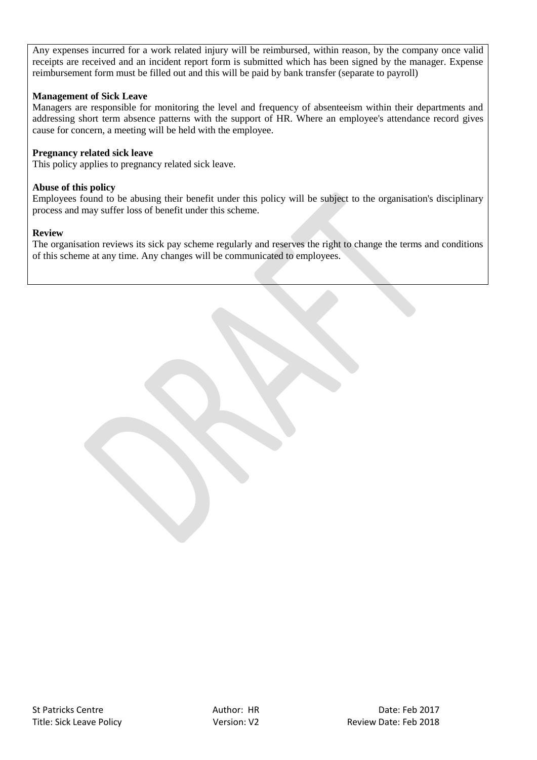Any expenses incurred for a work related injury will be reimbursed, within reason, by the company once valid receipts are received and an incident report form is submitted which has been signed by the manager. Expense reimbursement form must be filled out and this will be paid by bank transfer (separate to payroll)

**Management of Sick Leave**

Managers are responsible for monitoring the level and frequency of absenteeism within their departments and addressing short term absence patterns with the support of HR. Where an employee's attendance record gives cause for concern, a meeting will be held with the employee.

**Pregnancy related sick leave**

This policy applies to pregnancy related sick leave.

**Abuse of this policy**

Employees found to be abusing their benefit under this policy will be subject to the organisation's disciplinary process and may suffer loss of benefit under this scheme.

**Review**

The organisation reviews its sick pay scheme regularly and reserves the right to change the terms and conditions of this scheme at any time. Any changes will be communicated to employees.